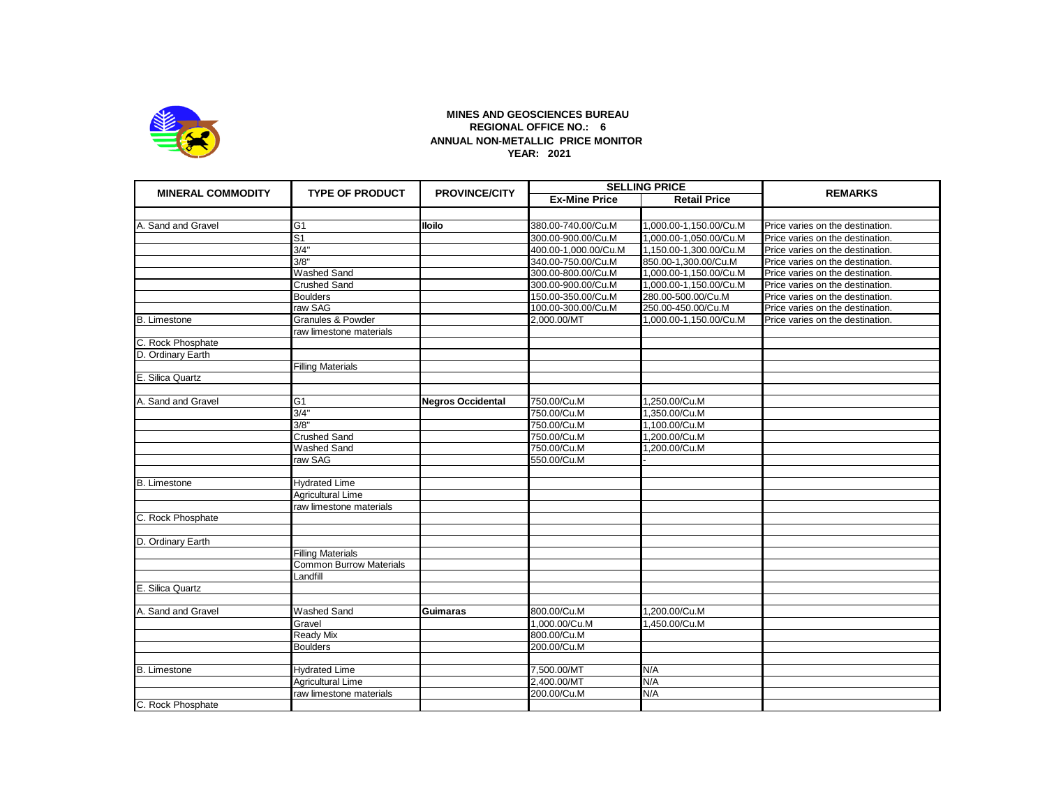**MINES AND GEOSCIENCES BUREAU**
**REGIONAL OFFICE NO.: 6**
**ANNUAL NON-METALLIC PRICE MONITOR**
**YEAR: 2021**

| MINERAL COMMODITY | TYPE OF PRODUCT | PROVINCE/CITY | SELLING PRICE | | REMARKS |
|---|---|---|---|---|---|
| | | | Ex-Mine Price | Retail Price | |
| | | | | | |
| A. Sand and Gravel | G1 | **Iloilo** | 380.00-740.00/Cu.M | 1,000.00-1,150.00/Cu.M | Price varies on the destination. |
| | S1 | | 300.00-900.00/Cu.M | 1,000.00-1,050.00/Cu.M | Price varies on the destination. |
| | 3/4" | | 400.00-1,000.00/Cu.M | 1,150.00-1,300.00/Cu.M | Price varies on the destination. |
| | 3/8" | | 340.00-750.00/Cu.M | 850.00-1,300.00/Cu.M | Price varies on the destination. |
| | Washed Sand | | 300.00-800.00/Cu.M | 1,000.00-1,150.00/Cu.M | Price varies on the destination. |
| | Crushed Sand | | 300.00-900.00/Cu.M | 1,000.00-1,150.00/Cu.M | Price varies on the destination. |
| | Boulders | | 150.00-350.00/Cu.M | 280.00-500.00/Cu.M | Price varies on the destination. |
| | raw SAG | | 100.00-300.00/Cu.M | 250.00-450.00/Cu.M | Price varies on the destination. |
| B. Limestone | Granules & Powder | | 2,000.00/MT | 1,000.00-1,150.00/Cu.M | Price varies on the destination. |
| | raw limestone materials | | | | |
| C. Rock Phosphate | | | | | |
| D. Ordinary Earth | | | | | |
| | Filling Materials | | | | |
| E. Silica Quartz | | | | | |
| | | | | | |
| A. Sand and Gravel | G1 | **Negros Occidental** | 750.00/Cu.M | 1,250.00/Cu.M | |
| | 3/4" | | 750.00/Cu.M | 1,350.00/Cu.M | |
| | 3/8" | | 750.00/Cu.M | 1,100.00/Cu.M | |
| | Crushed Sand | | 750.00/Cu.M | 1,200.00/Cu.M | |
| | Washed Sand | | 750.00/Cu.M | 1,200.00/Cu.M | |
| | raw SAG | | 550.00/Cu.M | - | |
| | | | | | |
| B. Limestone | Hydrated Lime | | | | |
| | Agricultural Lime | | | | |
| | raw limestone materials | | | | |
| C. Rock Phosphate | | | | | |
| | | | | | |
| D. Ordinary Earth | | | | | |
| | Filling Materials | | | | |
| | Common Burrow Materials | | | | |
| | Landfill | | | | |
| E. Silica Quartz | | | | | |
| | | | | | |
| A. Sand and Gravel | Washed Sand | **Guimaras** | 800.00/Cu.M | 1,200.00/Cu.M | |
| | Gravel | | 1,000.00/Cu.M | 1,450.00/Cu.M | |
| | Ready Mix | | 800.00/Cu.M | | |
| | Boulders | | 200.00/Cu.M | | |
| | | | | | |
| B. Limestone | Hydrated Lime | | 7,500.00/MT | N/A | |
| | Agricultural Lime | | 2,400.00/MT | N/A | |
| | raw limestone materials | | 200.00/Cu.M | N/A | |
| C. Rock Phosphate | | | | | |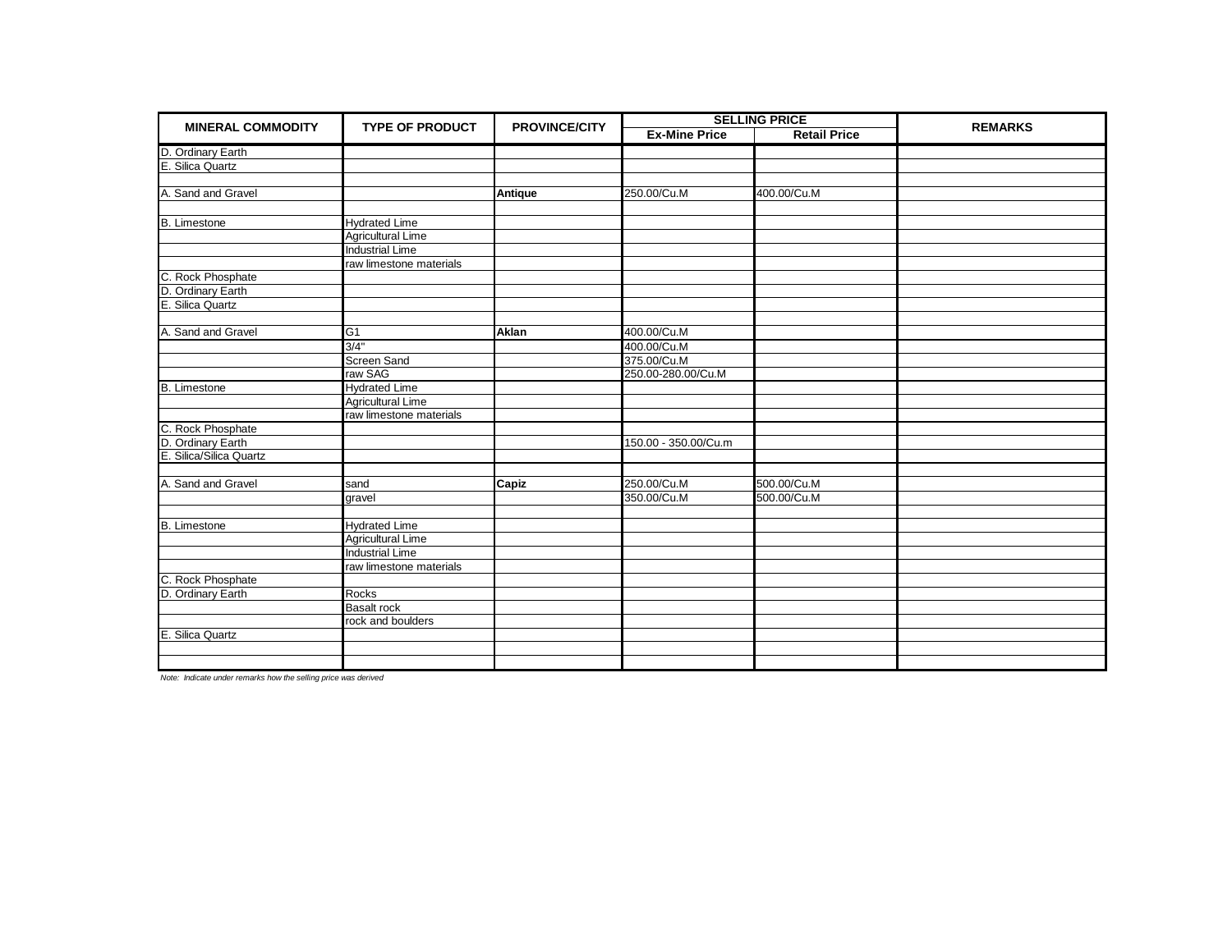| MINERAL COMMODITY | TYPE OF PRODUCT | PROVINCE/CITY | SELLING PRICE | | REMARKS |
|---|---|---|---|---|---|
| | | | Ex-Mine Price | Retail Price | |
| D. Ordinary Earth | | | | | |
| E. Silica Quartz | | | | | |
| | | | | | |
| A. Sand and Gravel | | **Antique** | 250.00/Cu.M | 400.00/Cu.M | |
| | | | | | |
| B. Limestone | Hydrated Lime | | | | |
| | Agricultural Lime | | | | |
| | Industrial Lime | | | | |
| | raw limestone materials | | | | |
| C. Rock Phosphate | | | | | |
| D. Ordinary Earth | | | | | |
| E. Silica Quartz | | | | | |
| | | | | | |
| A. Sand and Gravel | G1 | **Aklan** | 400.00/Cu.M | | |
| | 3/4" | | 400.00/Cu.M | | |
| | Screen Sand | | 375.00/Cu.M | | |
| | raw SAG | | 250.00-280.00/Cu.M | | |
| B. Limestone | Hydrated Lime | | | | |
| | Agricultural Lime | | | | |
| | raw limestone materials | | | | |
| C. Rock Phosphate | | | | | |
| D. Ordinary Earth | | | 150.00 - 350.00/Cu.m | | |
| E. Silica/Silica Quartz | | | | | |
| | | | | | |
| A. Sand and Gravel | sand | **Capiz** | 250.00/Cu.M | 500.00/Cu.M | |
| | gravel | | 350.00/Cu.M | 500.00/Cu.M | |
| | | | | | |
| B. Limestone | Hydrated Lime | | | | |
| | Agricultural Lime | | | | |
| | Industrial Lime | | | | |
| | raw limestone materials | | | | |
| C. Rock Phosphate | | | | | |
| D. Ordinary Earth | Rocks | | | | |
| | Basalt rock | | | | |
| | rock and boulders | | | | |
| E. Silica Quartz | | | | | |
| | | | | | |
| | | | | | |

*Note: Indicate under remarks how the selling price was derived*